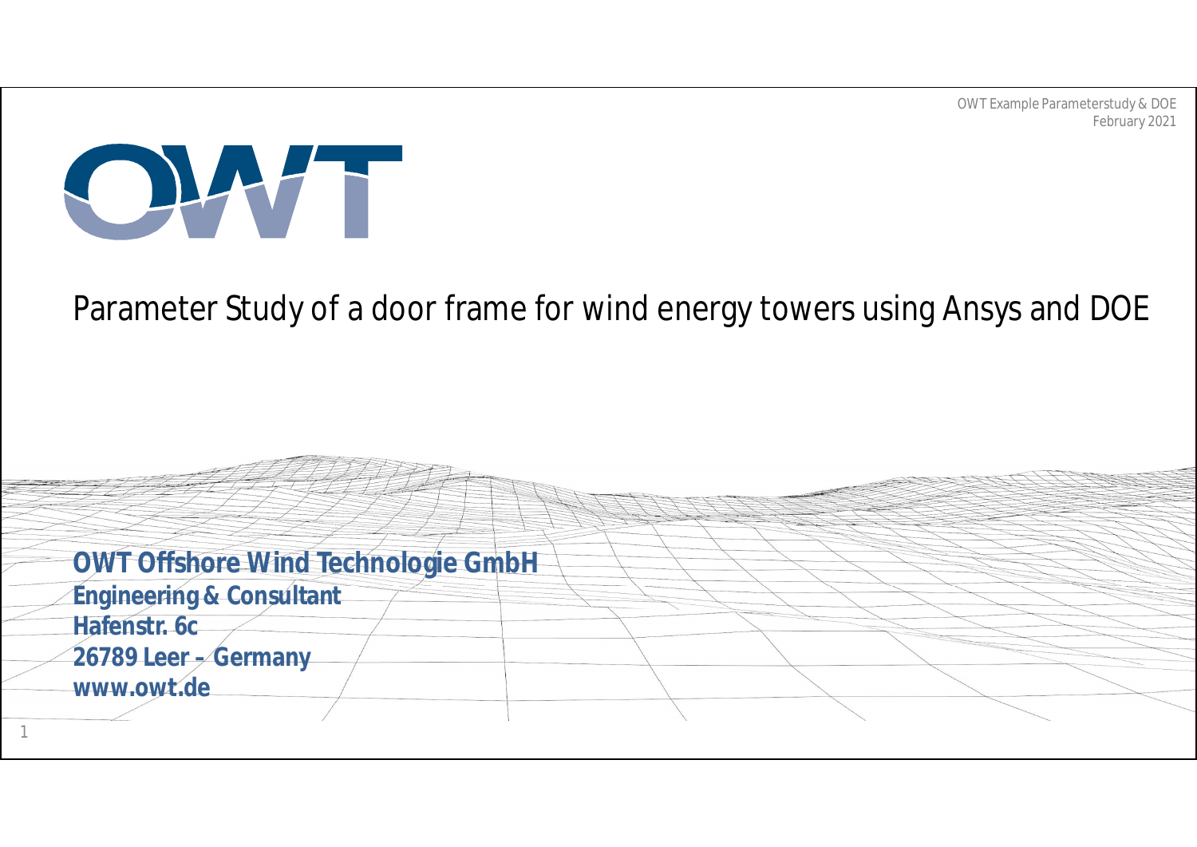# Parameter Study of a door frame for wind energy towers using Ansys and DOE

**OWT Offshore Wind Technologie GmbH**
**Engineering & Consultant**
**Hafenstr. 6c**
**26789 Leer – Germany**
**www.owt.de**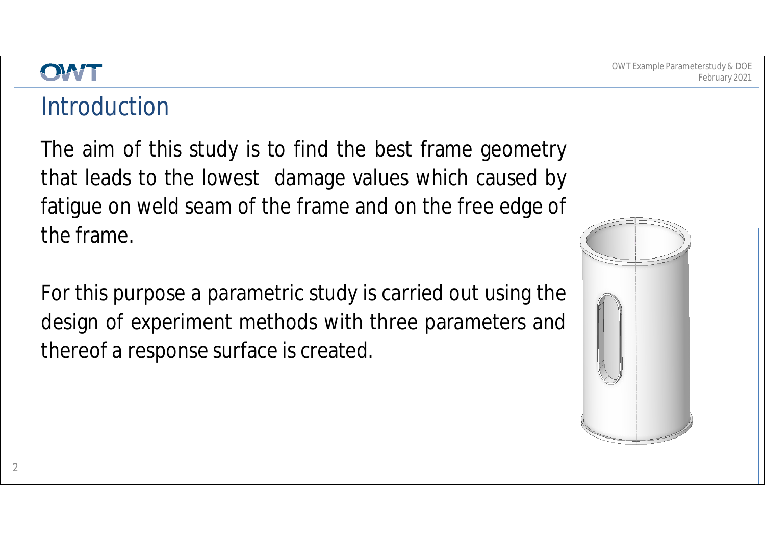# Introduction

The aim of this study is to find the best frame geometry that leads to the lowest damage values which caused by fatigue on weld seam of the frame and on the free edge of the frame.

For this purpose a parametric study is carried out using the design of experiment methods with three parameters and thereof a response surface is created.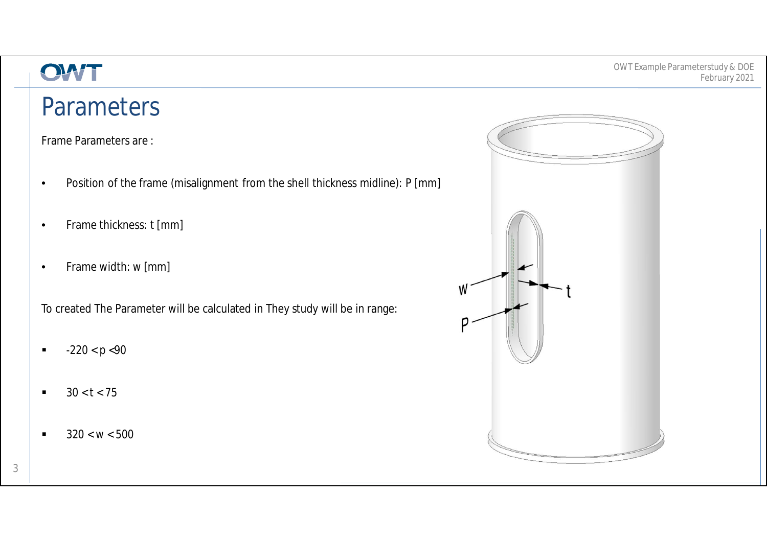## Parameters

Frame Parameters are :

- Position of the frame (misalignment from the shell thickness midline): P [mm]
- Frame thickness: t [mm]
- Frame width: w [mm]

To created The Parameter will be calculated in They study will be in range:

- $-220 < p < 90$
- $30 < t < 75$
- $320 < w < 500$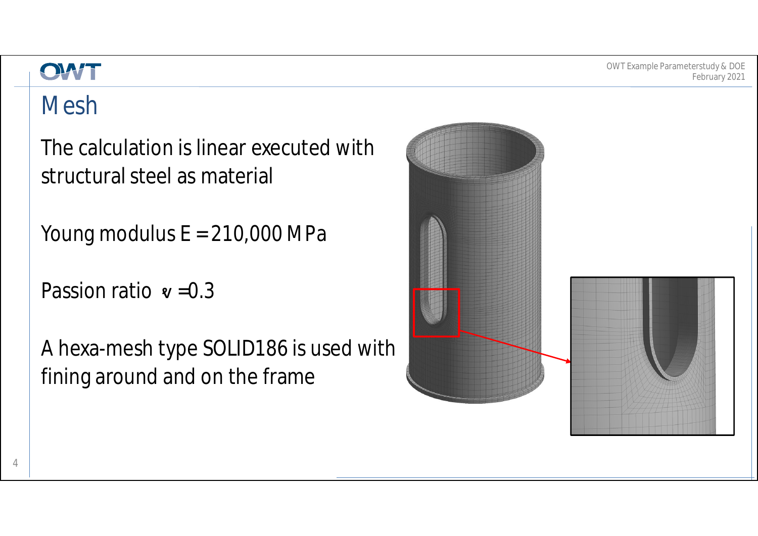# Mesh

The calculation is linear executed with structural steel as material

Young modulus E = 210,000 MPa

Passion ratio $\nu$ =0.3

A hexa-mesh type SOLID186 is used with fining around and on the frame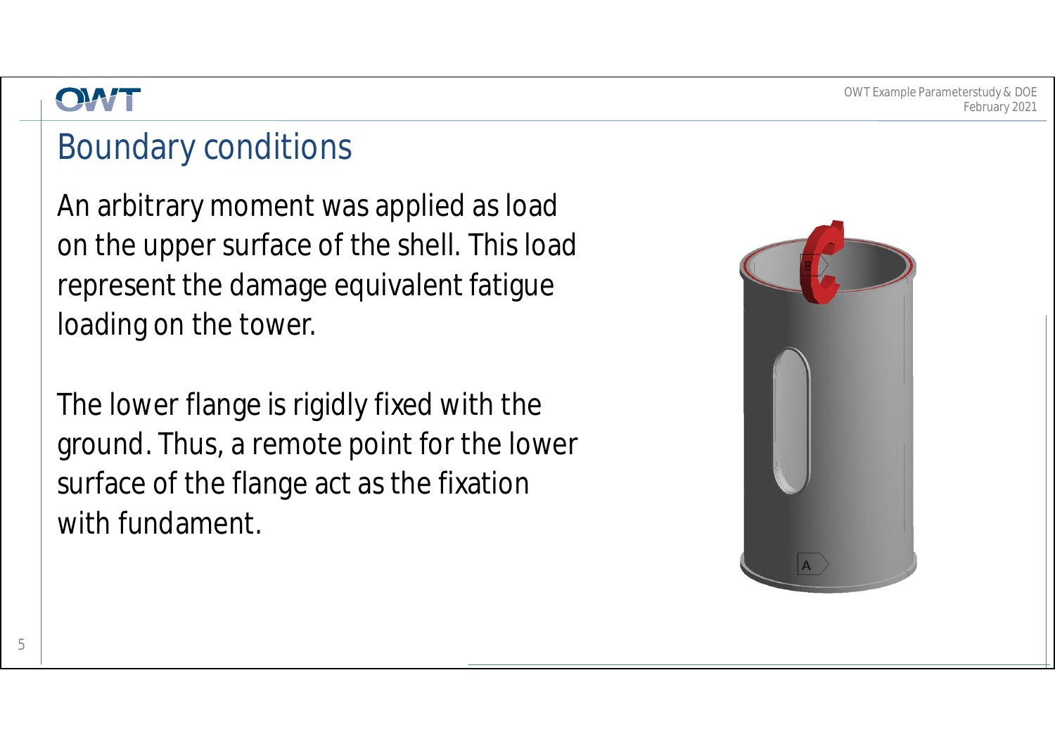# Boundary conditions

An arbitrary moment was applied as load on the upper surface of the shell. This load represent the damage equivalent fatigue loading on the tower.

The lower flange is rigidly fixed with the ground. Thus, a remote point for the lower surface of the flange act as the fixation with fundament.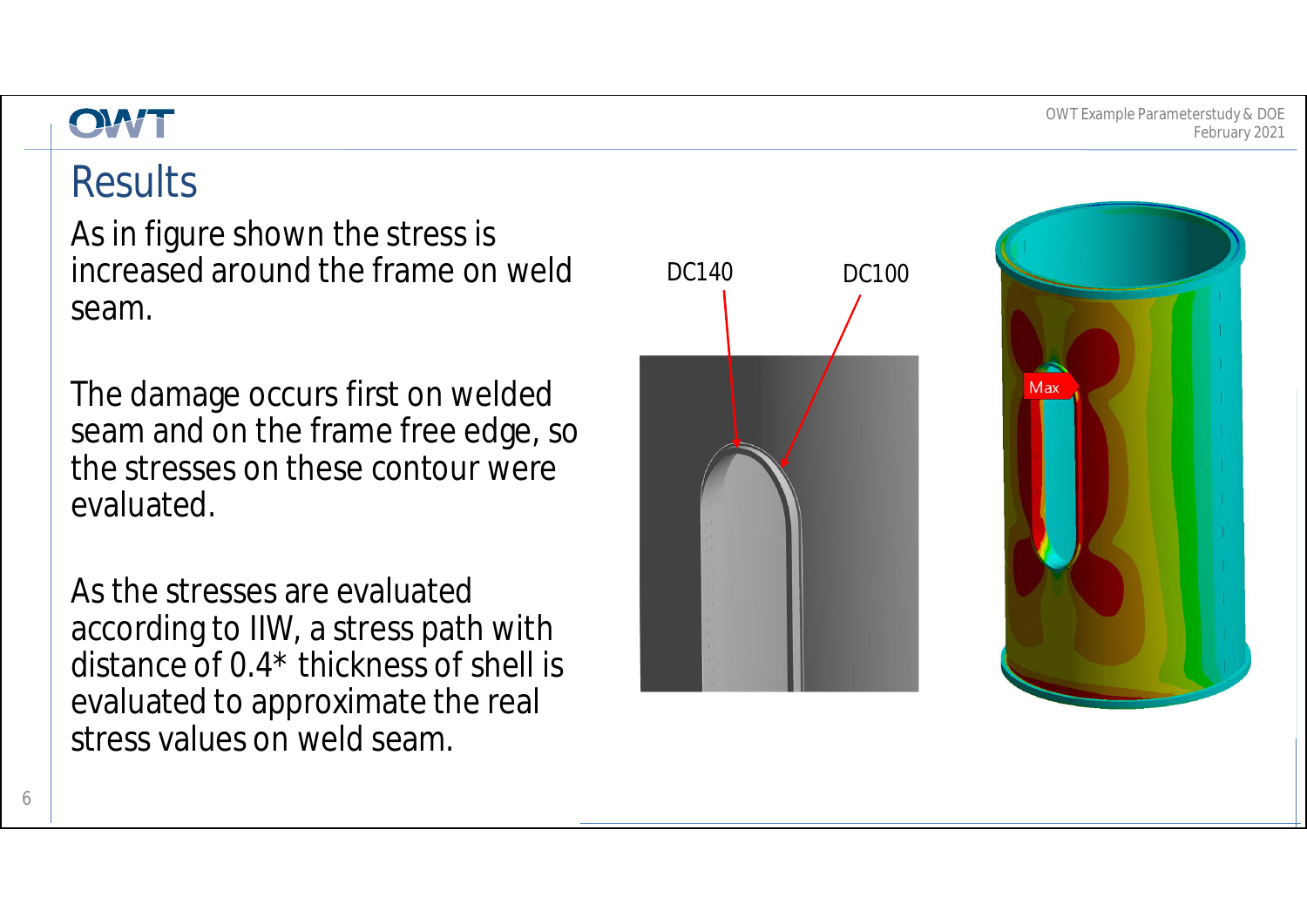# Results

As in figure shown the stress is increased around the frame on weld seam.

The damage occurs first on welded seam and on the frame free edge, so the stresses on these contour were evaluated.

As the stresses are evaluated according to IIW, a stress path with distance of 0.4* thickness of shell is evaluated to approximate the real stress values on weld seam.

DC140 DC100

Max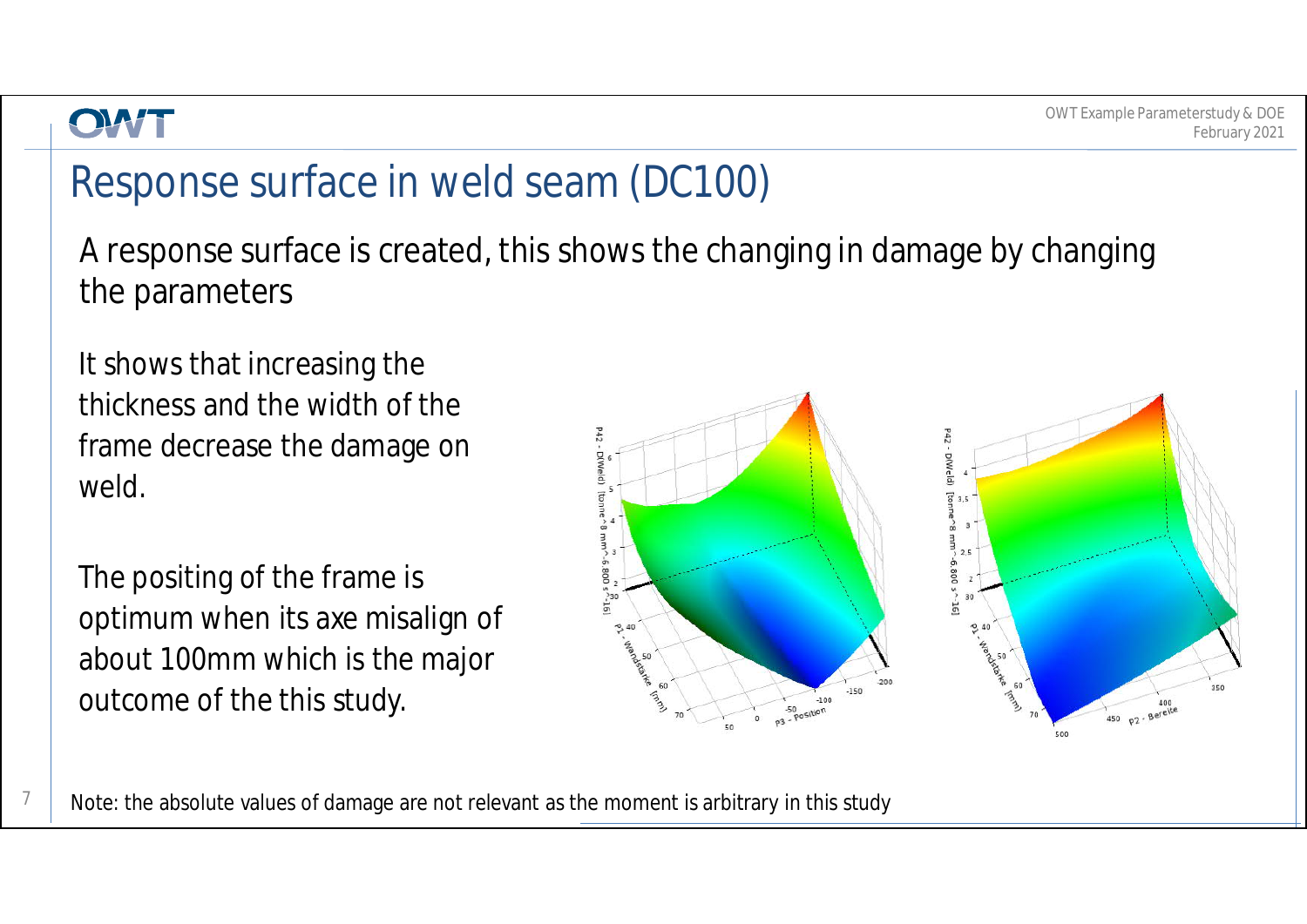# Response surface in weld seam (DC100)

A response surface is created, this shows the changing in damage by changing the parameters

It shows that increasing the thickness and the width of the frame decrease the damage on weld.

The positing of the frame is optimum when its axe misalign of about 100mm which is the major outcome of the this study.

Note: the absolute values of damage are not relevant as the moment is arbitrary in this study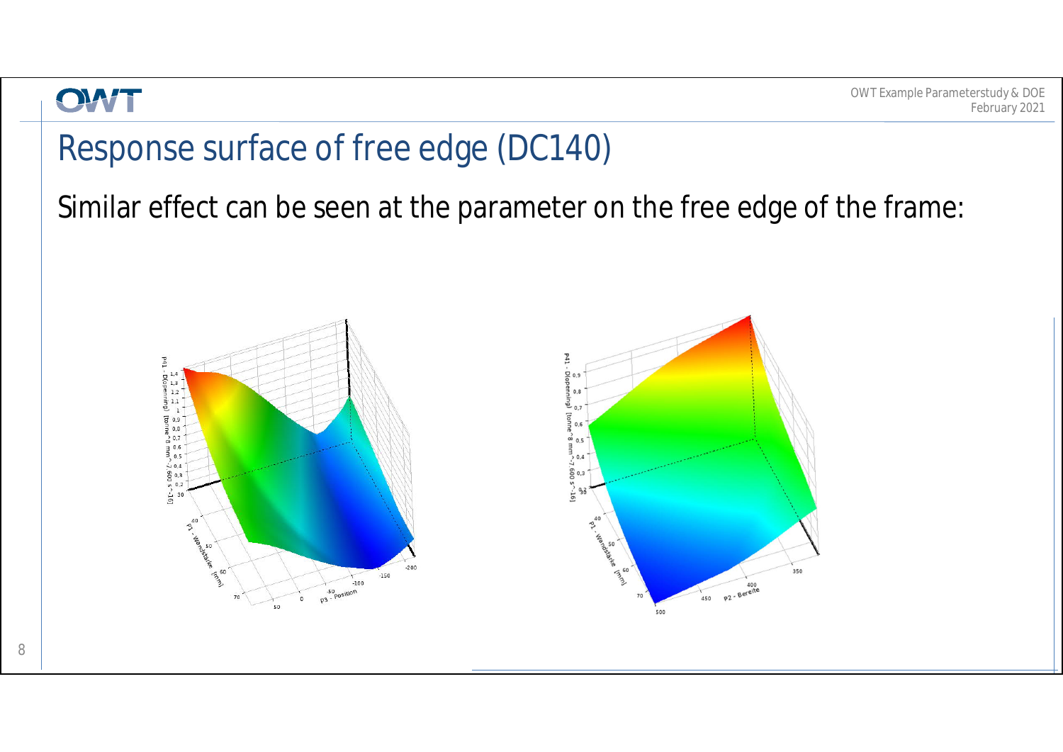# Response surface of free edge (DC140)

Similar effect can be seen at the parameter on the free edge of the frame: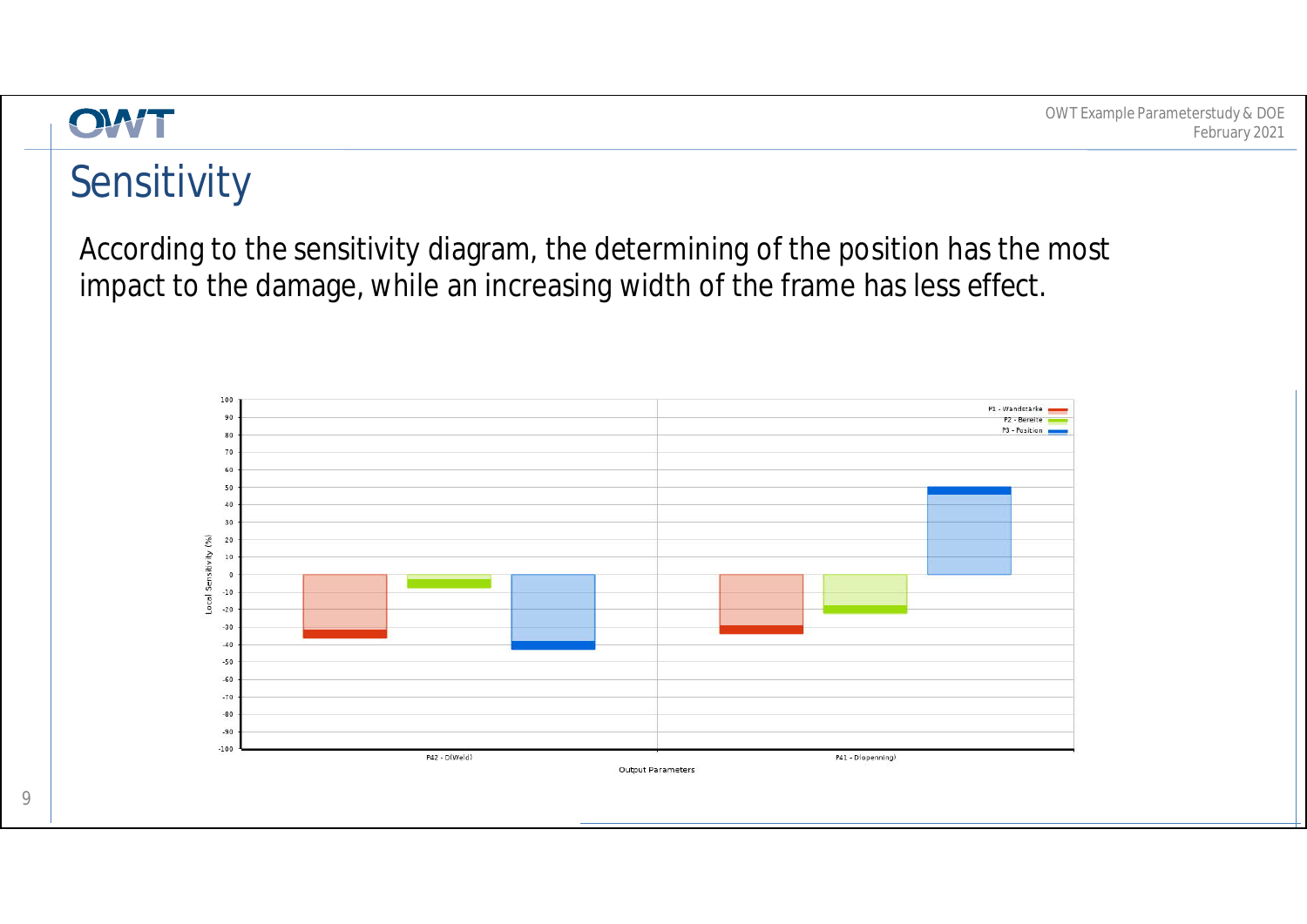# Sensitivity

According to the sensitivity diagram, the determining of the position has the most impact to the damage, while an increasing width of the frame has less effect.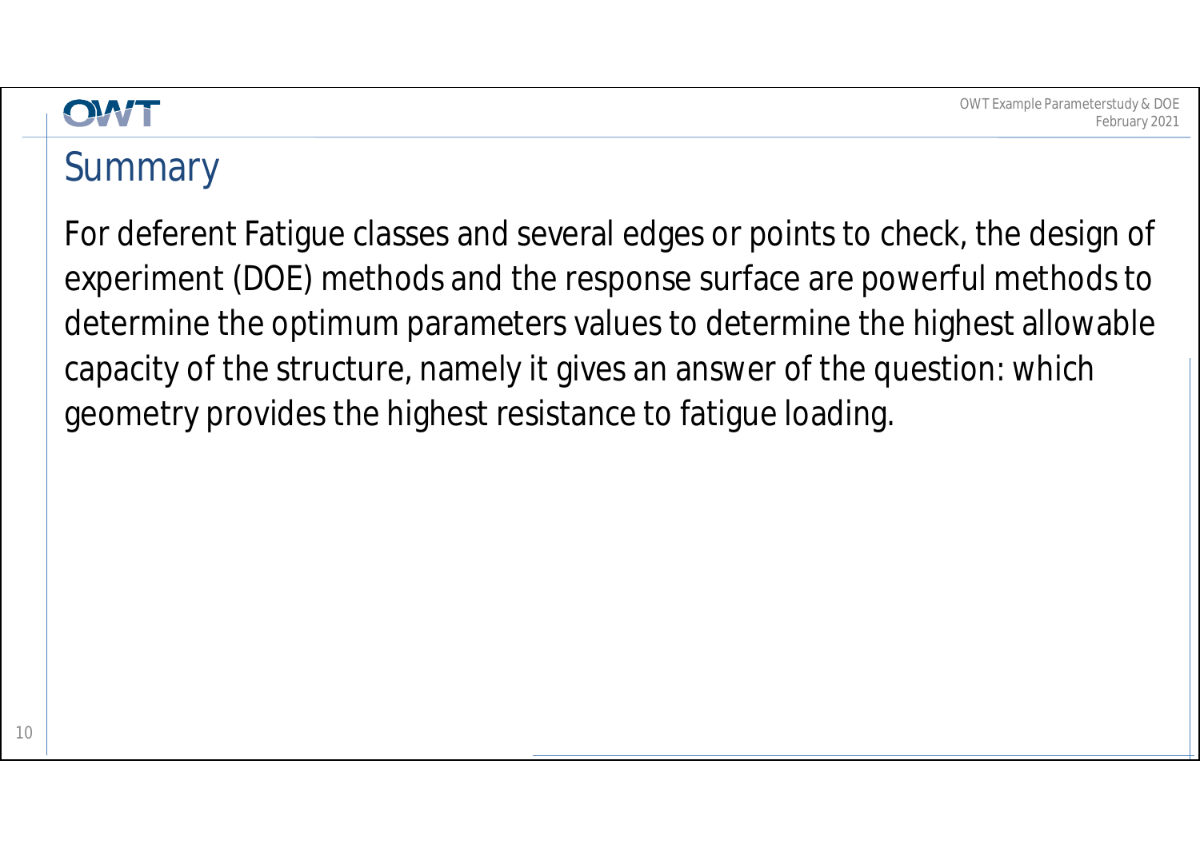## Summary

For deferent Fatigue classes and several edges or points to check, the design of experiment (DOE) methods and the response surface are powerful methods to determine the optimum parameters values to determine the highest allowable capacity of the structure, namely it gives an answer of the question: which geometry provides the highest resistance to fatigue loading.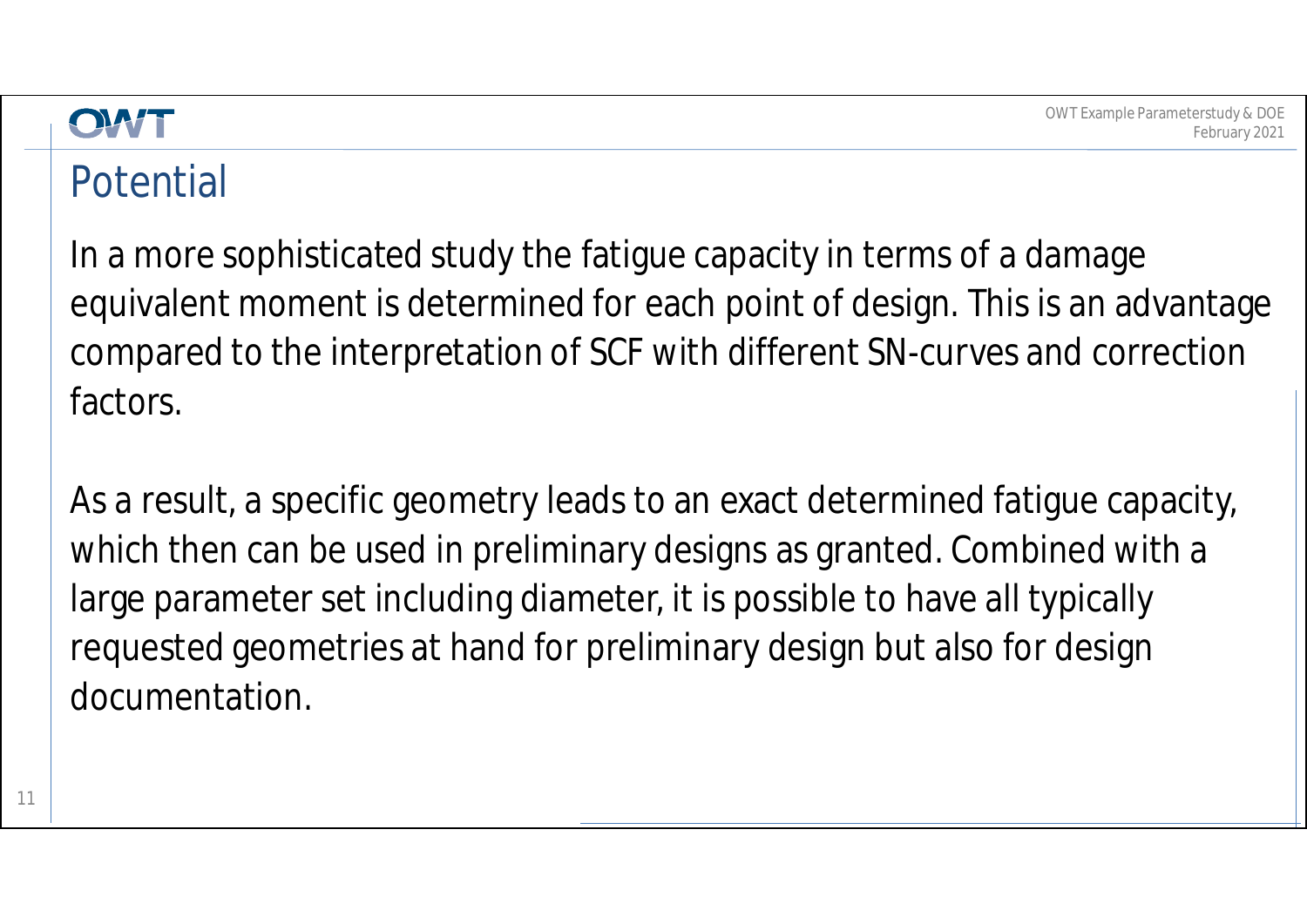# Potential

In a more sophisticated study the fatigue capacity in terms of a damage equivalent moment is determined for each point of design. This is an advantage compared to the interpretation of SCF with different SN-curves and correction factors.

As a result, a specific geometry leads to an exact determined fatigue capacity, which then can be used in preliminary designs as granted. Combined with a large parameter set including diameter, it is possible to have all typically requested geometries at hand for preliminary design but also for design documentation.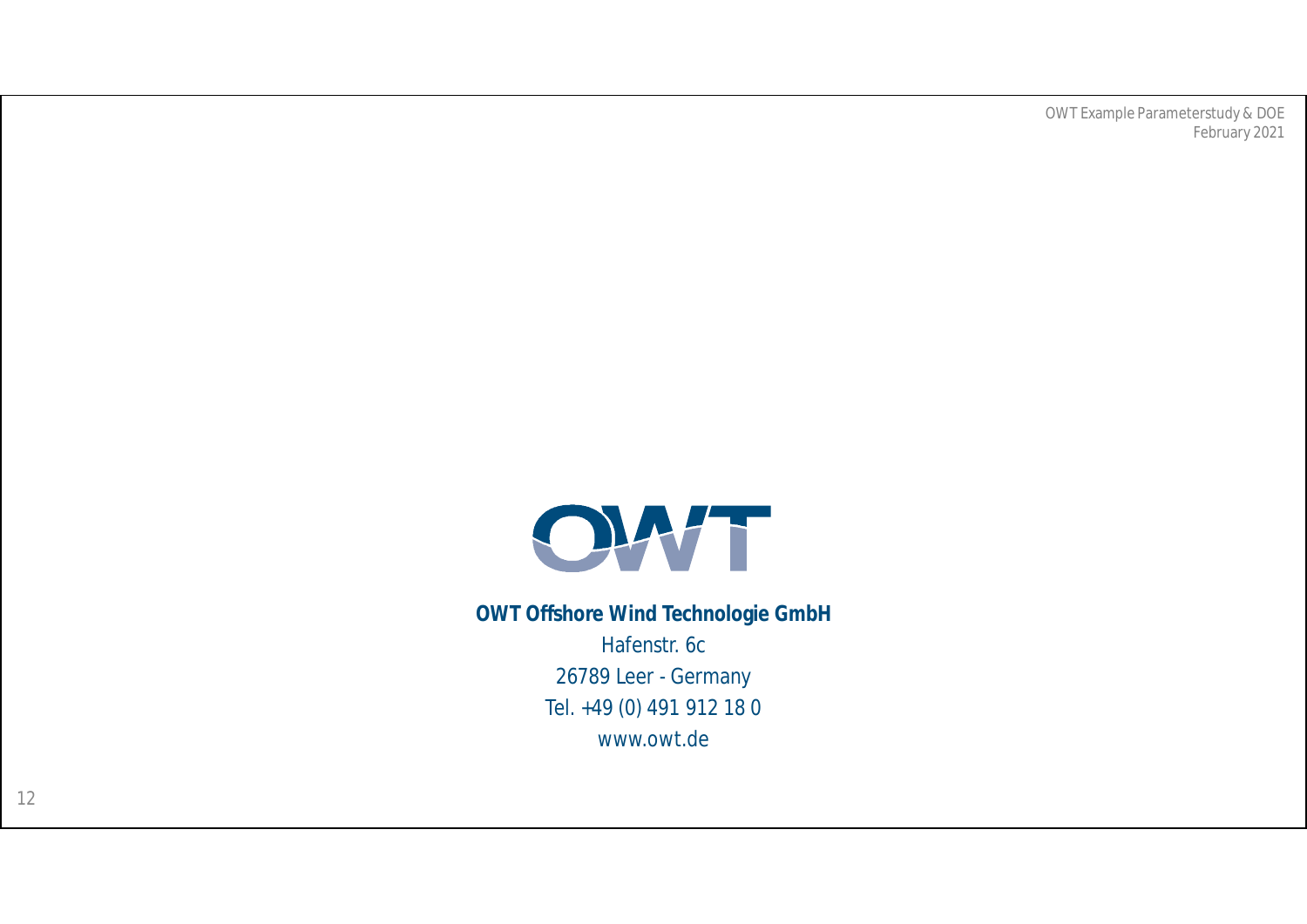**OWT Offshore Wind Technologie GmbH**

Hafenstr. 6c

26789 Leer - Germany

Tel. +49 (0) 491 912 18 0

www.owt.de